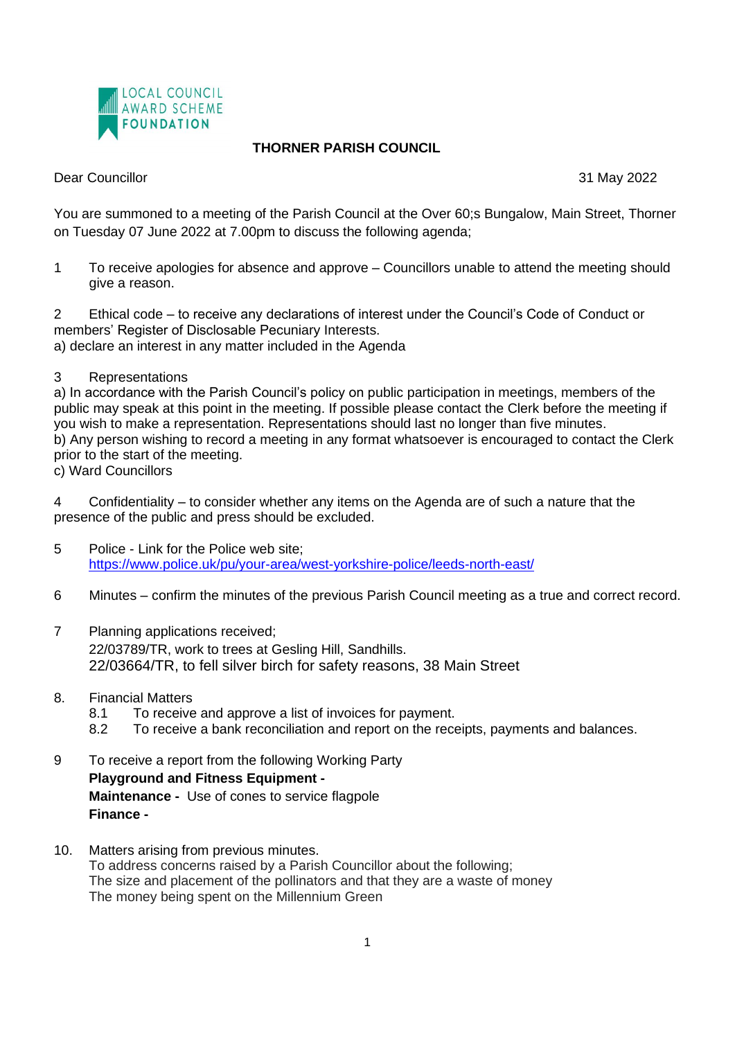LOCAL COUNCIL AWARD SCHEME FOUNDATION

# THORNER PARISH COUNCIL

Dear Councillor

31 May 2022

You are summoned to a meeting of the Parish Council at the Over 60;s Bungalow, Main Street, Thorner on Tuesday 07 June 2022 at 7.00pm to discuss the following agenda;

1 To receive apologies for absence and approve – Councillors unable to attend the meeting should give a reason.

2 Ethical code – to receive any declarations of interest under the Council's Code of Conduct or members' Register of Disclosable Pecuniary Interests.
a) declare an interest in any matter included in the Agenda

3 Representations
a) In accordance with the Parish Council's policy on public participation in meetings, members of the public may speak at this point in the meeting. If possible please contact the Clerk before the meeting if you wish to make a representation. Representations should last no longer than five minutes.
b) Any person wishing to record a meeting in any format whatsoever is encouraged to contact the Clerk prior to the start of the meeting.
c) Ward Councillors

4 Confidentiality – to consider whether any items on the Agenda are of such a nature that the presence of the public and press should be excluded.

5 Police - Link for the Police web site;
https://www.police.uk/pu/your-area/west-yorkshire-police/leeds-north-east/

6 Minutes – confirm the minutes of the previous Parish Council meeting as a true and correct record.

7 Planning applications received;
22/03789/TR, work to trees at Gesling Hill, Sandhills.
22/03664/TR, to fell silver birch for safety reasons, 38 Main Street

8. Financial Matters
8.1 To receive and approve a list of invoices for payment.
8.2 To receive a bank reconciliation and report on the receipts, payments and balances.

9 To receive a report from the following Working Party
**Playground and Fitness Equipment -**
**Maintenance -** Use of cones to service flagpole
**Finance -**

10. Matters arising from previous minutes.
To address concerns raised by a Parish Councillor about the following;
The size and placement of the pollinators and that they are a waste of money
The money being spent on the Millennium Green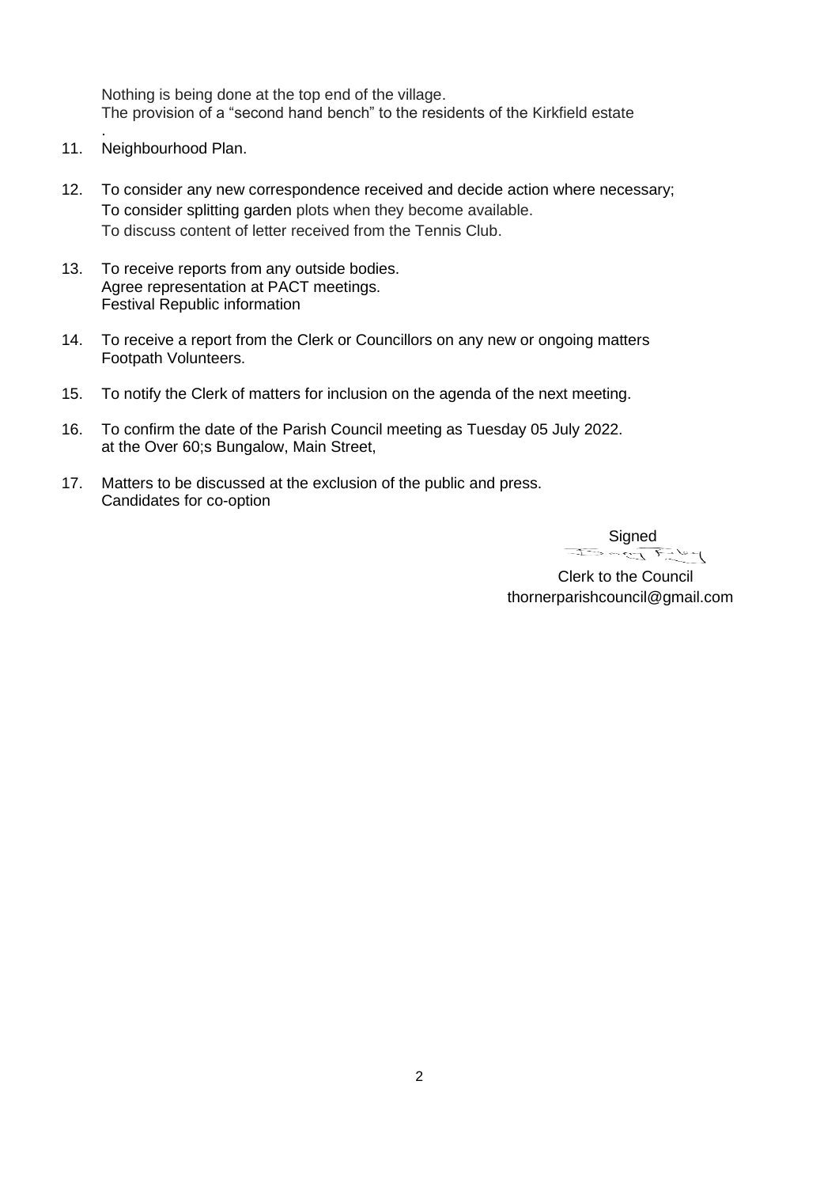Nothing is being done at the top end of the village.
The provision of a "second hand bench" to the residents of the Kirkfield estate
.

11. Neighbourhood Plan.

12. To consider any new correspondence received and decide action where necessary;
    To consider splitting garden plots when they become available.
    To discuss content of letter received from the Tennis Club.

13. To receive reports from any outside bodies.
    Agree representation at PACT meetings.
    Festival Republic information

14. To receive a report from the Clerk or Councillors on any new or ongoing matters
    Footpath Volunteers.

15. To notify the Clerk of matters for inclusion on the agenda of the next meeting.

16. To confirm the date of the Parish Council meeting as Tuesday 05 July 2022.
    at the Over 60;s Bungalow, Main Street,

17. Matters to be discussed at the exclusion of the public and press.
    Candidates for co-option

Signed

Clerk to the Council
thornerparishcouncil@gmail.com